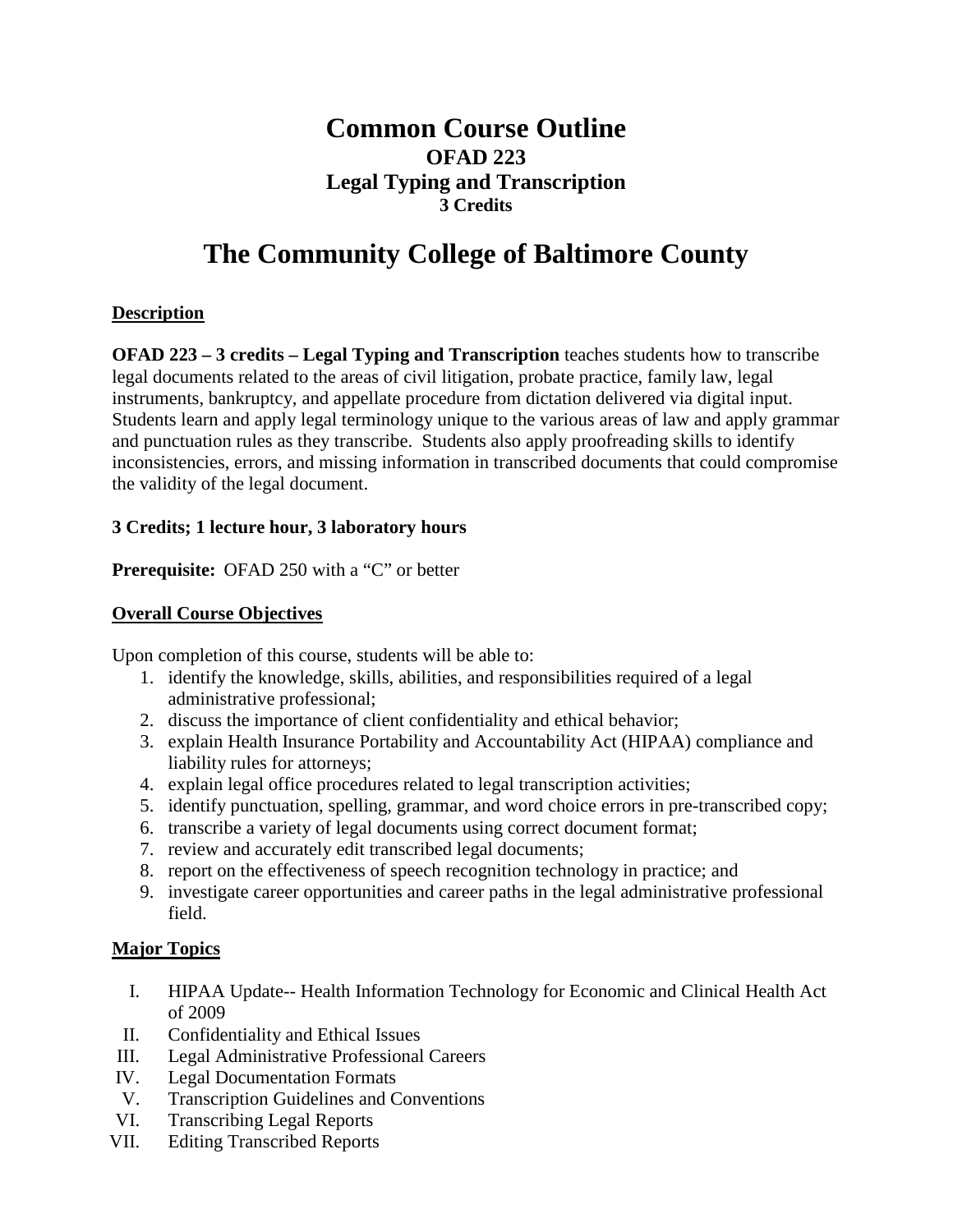# Common Course Outline
## OFAD 223
## Legal Typing and Transcription
### 3 Credits

# The Community College of Baltimore County

**Description**

**OFAD 223 – 3 credits – Legal Typing and Transcription** teaches students how to transcribe legal documents related to the areas of civil litigation, probate practice, family law, legal instruments, bankruptcy, and appellate procedure from dictation delivered via digital input. Students learn and apply legal terminology unique to the various areas of law and apply grammar and punctuation rules as they transcribe. Students also apply proofreading skills to identify inconsistencies, errors, and missing information in transcribed documents that could compromise the validity of the legal document.

**3 Credits; 1 lecture hour, 3 laboratory hours**

**Prerequisite:** OFAD 250 with a "C" or better

**Overall Course Objectives**

Upon completion of this course, students will be able to:

1. identify the knowledge, skills, abilities, and responsibilities required of a legal administrative professional;
2. discuss the importance of client confidentiality and ethical behavior;
3. explain Health Insurance Portability and Accountability Act (HIPAA) compliance and liability rules for attorneys;
4. explain legal office procedures related to legal transcription activities;
5. identify punctuation, spelling, grammar, and word choice errors in pre-transcribed copy;
6. transcribe a variety of legal documents using correct document format;
7. review and accurately edit transcribed legal documents;
8. report on the effectiveness of speech recognition technology in practice; and
9. investigate career opportunities and career paths in the legal administrative professional field.

**Major Topics**

I. HIPAA Update-- Health Information Technology for Economic and Clinical Health Act of 2009
II. Confidentiality and Ethical Issues
III. Legal Administrative Professional Careers
IV. Legal Documentation Formats
V. Transcription Guidelines and Conventions
VI. Transcribing Legal Reports
VII. Editing Transcribed Reports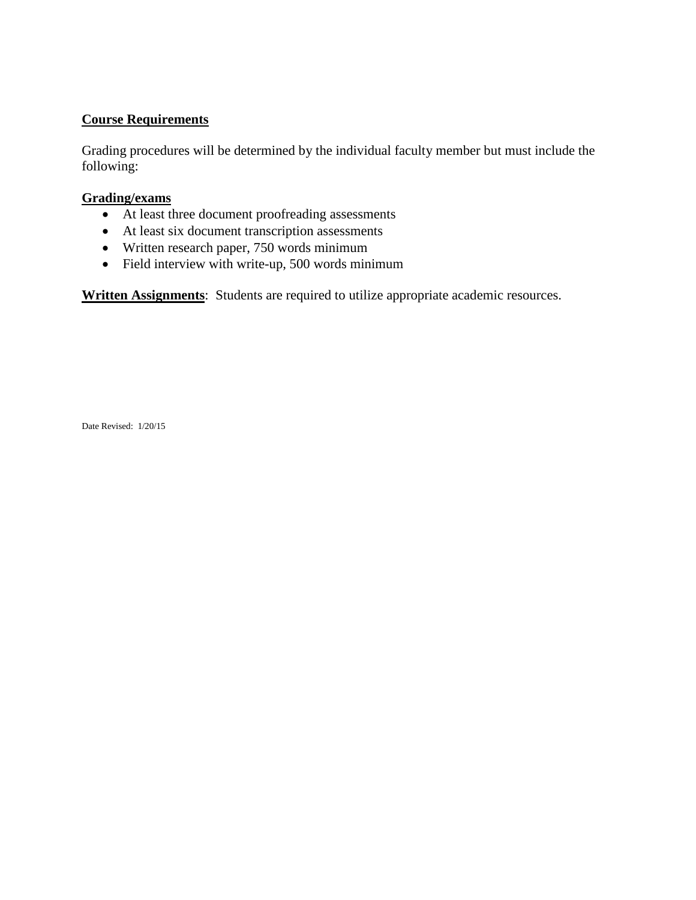**Course Requirements**

Grading procedures will be determined by the individual faculty member but must include the following:

**Grading/exams**

- At least three document proofreading assessments
- At least six document transcription assessments
- Written research paper, 750 words minimum
- Field interview with write-up, 500 words minimum

**Written Assignments**: Students are required to utilize appropriate academic resources.

Date Revised: 1/20/15